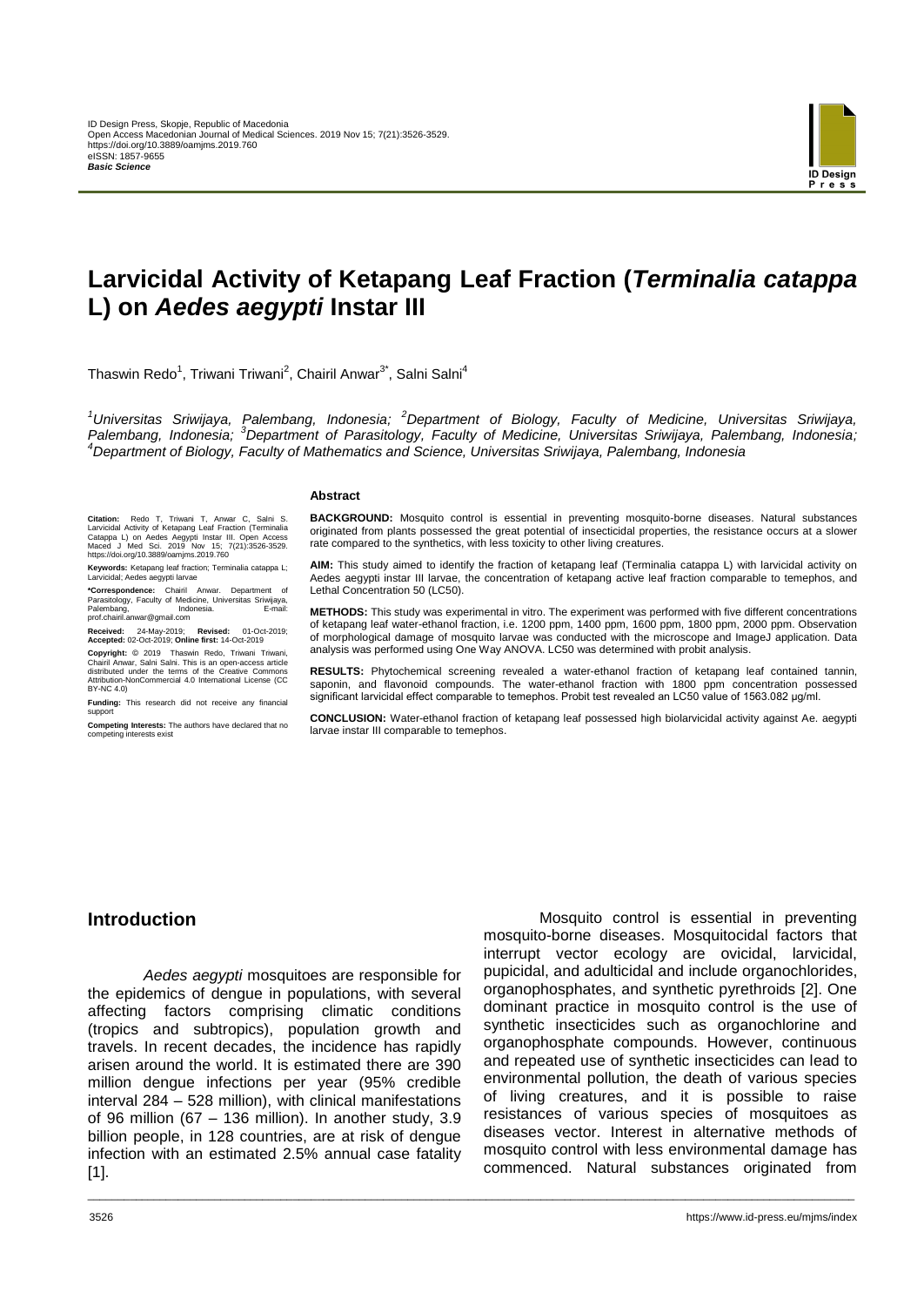# Larvicidal Activity of Ketapang Leaf Fraction (*Terminalia catappa* L) on *Aedes aegypti* Instar III

Thaswin Redo[1], Triwani Triwani[2], Chairil Anwar[3*], Salni Salni[4]

[1]*Universitas Sriwijaya, Palembang, Indonesia;* [2]*Department of Biology, Faculty of Medicine, Universitas Sriwijaya, Palembang, Indonesia;* [3]*Department of Parasitology, Faculty of Medicine, Universitas Sriwijaya, Palembang, Indonesia;* [4]*Department of Biology, Faculty of Mathematics and Science, Universitas Sriwijaya, Palembang, Indonesia*

**Citation:** Redo T, Triwani T, Anwar C, Salni S. Larvicidal Activity of Ketapang Leaf Fraction (Terminalia Catappa L) on Aedes Aegypti Instar III. Open Access Maced J Med Sci. 2019 Nov 15; 7(21):3526-3529. https://doi.org/10.3889/oamjms.2019.760

**Keywords:** Ketapang leaf fraction; Terminalia catappa L; Larvicidal; Aedes aegypti larvae

**\*Correspondence:** Chairil Anwar. Department of Parasitology, Faculty of Medicine, Universitas Sriwijaya, Palembang, Indonesia. E-mail: prof.chairil.anwar@gmail.com

**Received:** 24-May-2019; **Revised:** 01-Oct-2019; **Accepted:** 02-Oct-2019; **Online first:** 14-Oct-2019

**Copyright:** © 2019 Thaswin Redo, Triwani Triwani, Chairil Anwar, Salni Salni. This is an open-access article distributed under the terms of the Creative Commons Attribution-NonCommercial 4.0 International License (CC BY-NC 4.0)

**Funding:** This research did not receive any financial support

**Competing Interests:** The authors have declared that no competing interests exist

## Abstract

**BACKGROUND:** Mosquito control is essential in preventing mosquito-borne diseases. Natural substances originated from plants possessed the great potential of insecticidal properties, the resistance occurs at a slower rate compared to the synthetics, with less toxicity to other living creatures.

**AIM:** This study aimed to identify the fraction of ketapang leaf (Terminalia catappa L) with larvicidal activity on Aedes aegypti instar III larvae, the concentration of ketapang active leaf fraction comparable to temephos, and Lethal Concentration 50 (LC50).

**METHODS:** This study was experimental in vitro. The experiment was performed with five different concentrations of ketapang leaf water-ethanol fraction, i.e. 1200 ppm, 1400 ppm, 1600 ppm, 1800 ppm, 2000 ppm. Observation of morphological damage of mosquito larvae was conducted with the microscope and ImageJ application. Data analysis was performed using One Way ANOVA. LC50 was determined with probit analysis.

**RESULTS:** Phytochemical screening revealed a water-ethanol fraction of ketapang leaf contained tannin, saponin, and flavonoid compounds. The water-ethanol fraction with 1800 ppm concentration possessed significant larvicidal effect comparable to temephos. Probit test revealed an LC50 value of 1563.082 µg/ml.

**CONCLUSION:** Water-ethanol fraction of ketapang leaf possessed high biolarvicidal activity against Ae. aegypti larvae instar III comparable to temephos.

## Introduction

*Aedes aegypti* mosquitoes are responsible for the epidemics of dengue in populations, with several affecting factors comprising climatic conditions (tropics and subtropics), population growth and travels. In recent decades, the incidence has rapidly arisen around the world. It is estimated there are 390 million dengue infections per year (95% credible interval 284 – 528 million), with clinical manifestations of 96 million (67 – 136 million). In another study, 3.9 billion people, in 128 countries, are at risk of dengue infection with an estimated 2.5% annual case fatality [1].

Mosquito control is essential in preventing mosquito-borne diseases. Mosquitocidal factors that interrupt vector ecology are ovicidal, larvicidal, pupicidal, and adulticidal and include organochlorides, organophosphates, and synthetic pyrethroids [2]. One dominant practice in mosquito control is the use of synthetic insecticides such as organochlorine and organophosphate compounds. However, continuous and repeated use of synthetic insecticides can lead to environmental pollution, the death of various species of living creatures, and it is possible to raise resistances of various species of mosquitoes as diseases vector. Interest in alternative methods of mosquito control with less environmental damage has commenced. Natural substances originated from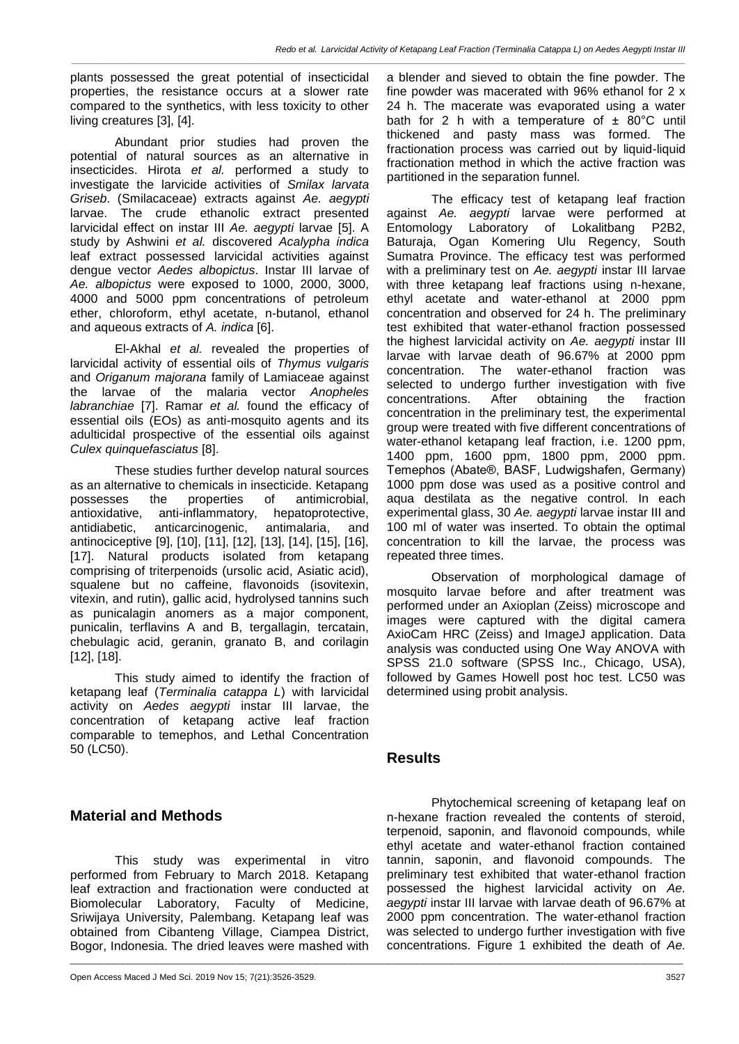plants possessed the great potential of insecticidal properties, the resistance occurs at a slower rate compared to the synthetics, with less toxicity to other living creatures [3], [4].

Abundant prior studies had proven the potential of natural sources as an alternative in insecticides. Hirota *et al.* performed a study to investigate the larvicide activities of *Smilax larvata Griseb*. (Smilacaceae) extracts against *Ae. aegypti* larvae. The crude ethanolic extract presented larvicidal effect on instar III *Ae. aegypti* larvae [5]. A study by Ashwini *et al.* discovered *Acalypha indica* leaf extract possessed larvicidal activities against dengue vector *Aedes albopictus*. Instar III larvae of *Ae. albopictus* were exposed to 1000, 2000, 3000, 4000 and 5000 ppm concentrations of petroleum ether, chloroform, ethyl acetate, n-butanol, ethanol and aqueous extracts of *A. indica* [6].

El-Akhal *et al.* revealed the properties of larvicidal activity of essential oils of *Thymus vulgaris* and *Origanum majorana* family of Lamiaceae against the larvae of the malaria vector *Anopheles labranchiae* [7]. Ramar *et al.* found the efficacy of essential oils (EOs) as anti-mosquito agents and its adulticidal prospective of the essential oils against *Culex quinquefasciatus* [8].

These studies further develop natural sources as an alternative to chemicals in insecticide. Ketapang possesses the properties of antimicrobial, antioxidative, anti-inflammatory, hepatoprotective, antidiabetic, anticarcinogenic, antimalaria, and antinociceptive [9], [10], [11], [12], [13], [14], [15], [16], [17]. Natural products isolated from ketapang comprising of triterpenoids (ursolic acid, Asiatic acid), squalene but no caffeine, flavonoids (isovitexin, vitexin, and rutin), gallic acid, hydrolysed tannins such as punicalagin anomers as a major component, punicalin, terflavins A and B, tergallagin, tercatain, chebulagic acid, geranin, granato B, and corilagin [12], [18].

This study aimed to identify the fraction of ketapang leaf (*Terminalia catappa L*) with larvicidal activity on *Aedes aegypti* instar III larvae, the concentration of ketapang active leaf fraction comparable to temephos, and Lethal Concentration 50 (LC50).

## Material and Methods

This study was experimental in vitro performed from February to March 2018. Ketapang leaf extraction and fractionation were conducted at Biomolecular Laboratory, Faculty of Medicine, Sriwijaya University, Palembang. Ketapang leaf was obtained from Cibanteng Village, Ciampea District, Bogor, Indonesia. The dried leaves were mashed with a blender and sieved to obtain the fine powder. The fine powder was macerated with 96% ethanol for 2 x 24 h. The macerate was evaporated using a water bath for 2 h with a temperature of ± 80°C until thickened and pasty mass was formed. The fractionation process was carried out by liquid-liquid fractionation method in which the active fraction was partitioned in the separation funnel.

The efficacy test of ketapang leaf fraction against *Ae. aegypti* larvae were performed at Entomology Laboratory of Lokalitbang P2B2, Baturaja, Ogan Komering Ulu Regency, South Sumatra Province. The efficacy test was performed with a preliminary test on *Ae. aegypti* instar III larvae with three ketapang leaf fractions using n-hexane, ethyl acetate and water-ethanol at 2000 ppm concentration and observed for 24 h. The preliminary test exhibited that water-ethanol fraction possessed the highest larvicidal activity on *Ae. aegypti* instar III larvae with larvae death of 96.67% at 2000 ppm concentration. The water-ethanol fraction was selected to undergo further investigation with five concentrations. After obtaining the fraction concentration in the preliminary test, the experimental group were treated with five different concentrations of water-ethanol ketapang leaf fraction, i.e. 1200 ppm, 1400 ppm, 1600 ppm, 1800 ppm, 2000 ppm. Temephos (Abate®, BASF, Ludwigshafen, Germany) 1000 ppm dose was used as a positive control and aqua destilata as the negative control. In each experimental glass, 30 *Ae. aegypti* larvae instar III and 100 ml of water was inserted. To obtain the optimal concentration to kill the larvae, the process was repeated three times.

Observation of morphological damage of mosquito larvae before and after treatment was performed under an Axioplan (Zeiss) microscope and images were captured with the digital camera AxioCam HRC (Zeiss) and ImageJ application. Data analysis was conducted using One Way ANOVA with SPSS 21.0 software (SPSS Inc., Chicago, USA), followed by Games Howell post hoc test. LC50 was determined using probit analysis.

## Results

Phytochemical screening of ketapang leaf on n-hexane fraction revealed the contents of steroid, terpenoid, saponin, and flavonoid compounds, while ethyl acetate and water-ethanol fraction contained tannin, saponin, and flavonoid compounds. The preliminary test exhibited that water-ethanol fraction possessed the highest larvicidal activity on *Ae. aegypti* instar III larvae with larvae death of 96.67% at 2000 ppm concentration. The water-ethanol fraction was selected to undergo further investigation with five concentrations. Figure 1 exhibited the death of *Ae.*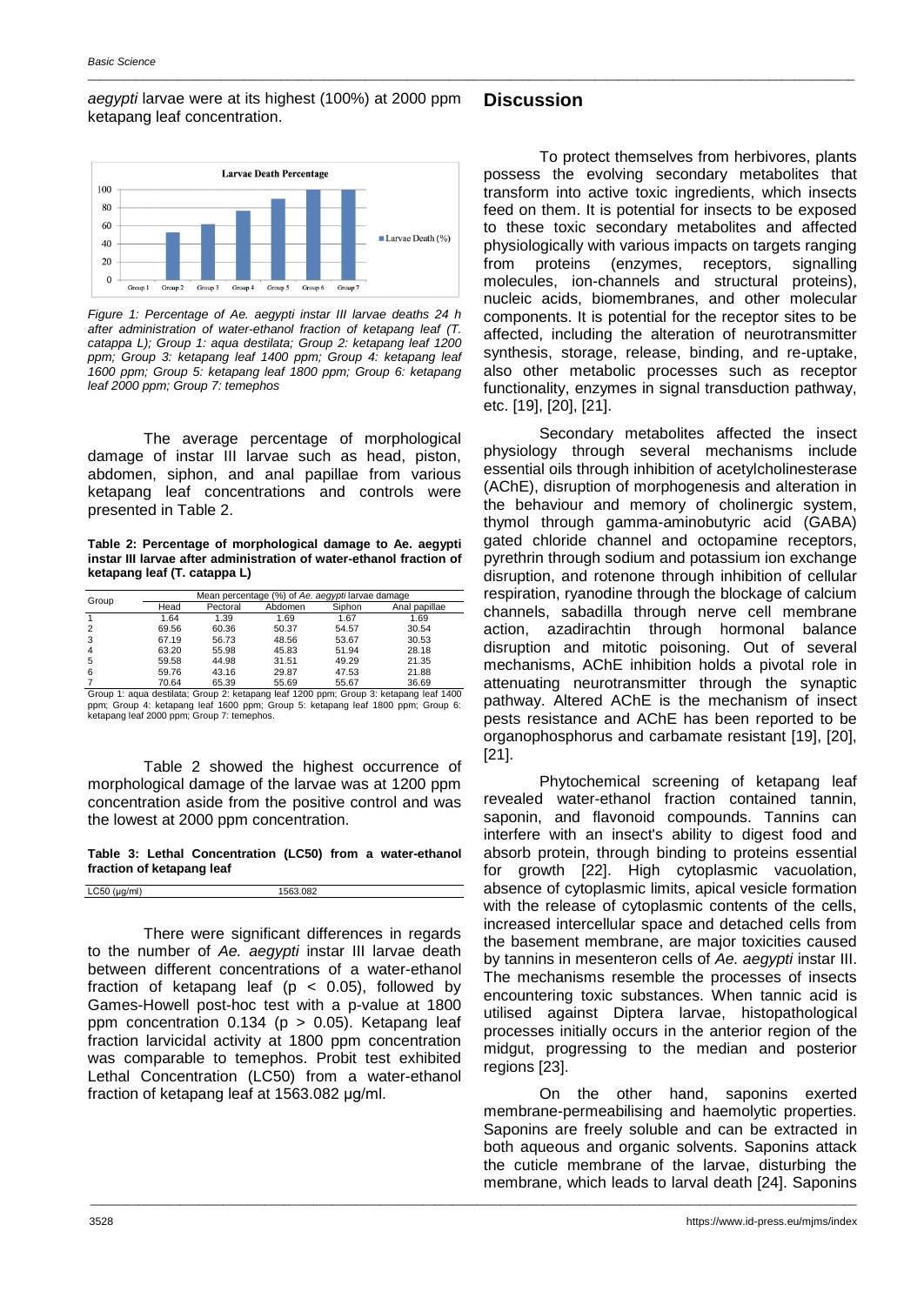*aegypti* larvae were at its highest (100%) at 2000 ppm ketapang leaf concentration.

*Figure 1: Percentage of Ae. aegypti instar III larvae deaths 24 h after administration of water-ethanol fraction of ketapang leaf (T. catappa L); Group 1: aqua destilata; Group 2: ketapang leaf 1200 ppm; Group 3: ketapang leaf 1400 ppm; Group 4: ketapang leaf 1600 ppm; Group 5: ketapang leaf 1800 ppm; Group 6: ketapang leaf 2000 ppm; Group 7: temephos*

The average percentage of morphological damage of instar III larvae such as head, piston, abdomen, siphon, and anal papillae from various ketapang leaf concentrations and controls were presented in Table 2.

**Table 2: Percentage of morphological damage to Ae. aegypti instar III larvae after administration of water-ethanol fraction of ketapang leaf (T. catappa L)**

| Group | Mean percentage (%) of *Ae. aegypti* larvae damage | | | | |
|---|---|---|---|---|---|
| | Head | Pectoral | Abdomen | Siphon | Anal papillae |
| 1 | 1.64 | 1.39 | 1.69 | 1.67 | 1.69 |
| 2 | 69.56 | 60.36 | 50.37 | 54.57 | 30.54 |
| 3 | 67.19 | 56.73 | 48.56 | 53.67 | 30.53 |
| 4 | 63.20 | 55.98 | 45.83 | 51.94 | 28.18 |
| 5 | 59.58 | 44.98 | 31.51 | 49.29 | 21.35 |
| 6 | 59.76 | 43.16 | 29.87 | 47.53 | 21.88 |
| 7 | 70.64 | 65.39 | 55.69 | 55.67 | 36.69 |

Group 1: aqua destilata; Group 2: ketapang leaf 1200 ppm; Group 3: ketapang leaf 1400 ppm; Group 4: ketapang leaf 1600 ppm; Group 5: ketapang leaf 1800 ppm; Group 6: ketapang leaf 2000 ppm; Group 7: temephos.

Table 2 showed the highest occurrence of morphological damage of the larvae was at 1200 ppm concentration aside from the positive control and was the lowest at 2000 ppm concentration.

**Table 3: Lethal Concentration (LC50) from a water-ethanol fraction of ketapang leaf**

| LC50 (µg/ml) | 1563.082 |
|---|---|

There were significant differences in regards to the number of *Ae. aegypti* instar III larvae death between different concentrations of a water-ethanol fraction of ketapang leaf ($p < 0.05$), followed by Games-Howell post-hoc test with a p-value at 1800 ppm concentration 0.134 ($p > 0.05$). Ketapang leaf fraction larvicidal activity at 1800 ppm concentration was comparable to temephos. Probit test exhibited Lethal Concentration (LC50) from a water-ethanol fraction of ketapang leaf at 1563.082 µg/ml.

## Discussion

To protect themselves from herbivores, plants possess the evolving secondary metabolites that transform into active toxic ingredients, which insects feed on them. It is potential for insects to be exposed to these toxic secondary metabolites and affected physiologically with various impacts on targets ranging from proteins (enzymes, receptors, signalling molecules, ion-channels and structural proteins), nucleic acids, biomembranes, and other molecular components. It is potential for the receptor sites to be affected, including the alteration of neurotransmitter synthesis, storage, release, binding, and re-uptake, also other metabolic processes such as receptor functionality, enzymes in signal transduction pathway, etc. [19], [20], [21].

Secondary metabolites affected the insect physiology through several mechanisms include essential oils through inhibition of acetylcholinesterase (AChE), disruption of morphogenesis and alteration in the behaviour and memory of cholinergic system, thymol through gamma-aminobutyric acid (GABA) gated chloride channel and octopamine receptors, pyrethrin through sodium and potassium ion exchange disruption, and rotenone through inhibition of cellular respiration, ryanodine through the blockage of calcium channels, sabadilla through nerve cell membrane action, azadirachtin through hormonal balance disruption and mitotic poisoning. Out of several mechanisms, AChE inhibition holds a pivotal role in attenuating neurotransmitter through the synaptic pathway. Altered AChE is the mechanism of insect pests resistance and AChE has been reported to be organophosphorus and carbamate resistant [19], [20], [21].

Phytochemical screening of ketapang leaf revealed water-ethanol fraction contained tannin, saponin, and flavonoid compounds. Tannins can interfere with an insect's ability to digest food and absorb protein, through binding to proteins essential for growth [22]. High cytoplasmic vacuolation, absence of cytoplasmic limits, apical vesicle formation with the release of cytoplasmic contents of the cells, increased intercellular space and detached cells from the basement membrane, are major toxicities caused by tannins in mesenteron cells of *Ae. aegypti* instar III. The mechanisms resemble the processes of insects encountering toxic substances. When tannic acid is utilised against Diptera larvae, histopathological processes initially occurs in the anterior region of the midgut, progressing to the median and posterior regions [23].

On the other hand, saponins exerted membrane-permeabilising and haemolytic properties. Saponins are freely soluble and can be extracted in both aqueous and organic solvents. Saponins attack the cuticle membrane of the larvae, disturbing the membrane, which leads to larval death [24]. Saponins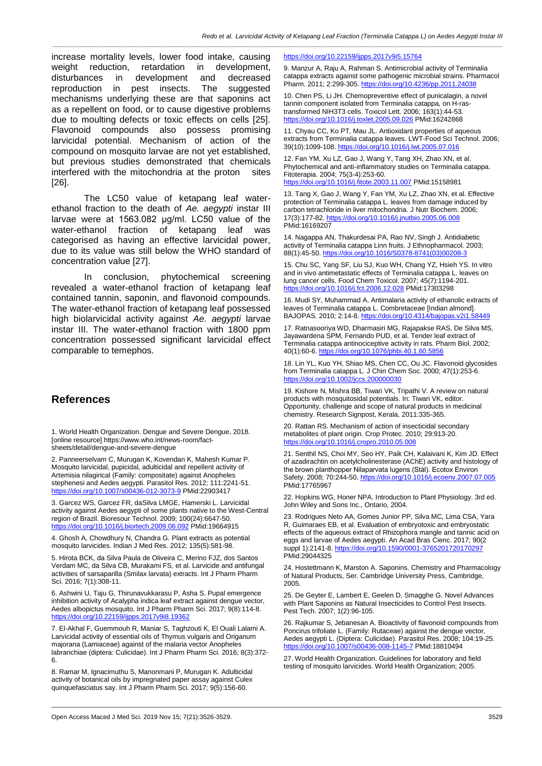increase mortality levels, lower food intake, causing weight reduction, retardation in development, disturbances in development and decreased reproduction in pest insects. The suggested mechanisms underlying these are that saponins act as a repellent on food, or to cause digestive problems due to moulting defects or toxic effects on cells [25]. Flavonoid compounds also possess promising larvicidal potential. Mechanism of action of the compound on mosquito larvae are not yet established, but previous studies demonstrated that chemicals interfered with the mitochondria at the proton sites [26].

The LC50 value of ketapang leaf water-ethanol fraction to the death of *Ae. aegypti* instar III larvae were at 1563.082 μg/ml. LC50 value of the water-ethanol fraction of ketapang leaf was categorised as having an effective larvicidal power, due to its value was still below the WHO standard of concentration value [27].

In conclusion, phytochemical screening revealed a water-ethanol fraction of ketapang leaf contained tannin, saponin, and flavonoid compounds. The water-ethanol fraction of ketapang leaf possessed high biolarvicidal activity against *Ae. aegypti* larvae instar III. The water-ethanol fraction with 1800 ppm concentration possessed significant larvicidal effect comparable to temephos.

## References

1. World Health Organization. Dengue and Severe Dengue, 2018. [online resource] https://www.who.int/news-room/fact-sheets/detail/dengue-and-severe-dengue

2. Panneerselvam C, Murugan K, Kovendan K, Mahesh Kumar P. Mosquito larvicidal, pupicidal, adulticidal and repellent activity of Artemisia nilagirical (Family: compositate) against Anopheles stephenesi and Aedes aegypti. Parasitol Res. 2012; 111:2241-51. https://doi.org/10.1007/s00436-012-3073-9 PMid:22903417

3. Garcez WS, Garcez FR, daSilva LMGE, Hamerski L. Larvicidal activity against Aedes aegypti of some plants native to the West-Central region of Brazil. Bioresour Technol. 2009; 100(24):6647-50. https://doi.org/10.1016/j.biortech.2009.06.092 PMid:19664915

4. Ghosh A, Chowdhury N, Chandra G. Plant extracts as potential mosquito larvicides. Indian J Med Res. 2012; 135(5):581-98.

5. Hirota BCK, da Silva Paula de Oliveira C, Merino FJZ, dos Santos Verdam MC, da Silva CB, Murakami FS, et al. Larvicide and antifungal activities of sarsaparilla (Smilax larvata) extracts. Int J Pharm Pharm Sci. 2016; 7(1):308-11.

6. Ashwini U, Taju G, Thirunavukkarasu P, Asha S. Pupal emergence inhibition activity of Acalypha indica leaf extract against dengue vector, Aedes albopictus mosquito. Int J Pharm Pharm Sci. 2017; 9(8):114-8. https://doi.org/10.22159/ijpps.2017v9i8.19362

7. El-Akhal F, Guemmouh R, Maniar S, Taghzouti K, El Ouali Lalami A. Larvicidal activity of essential oils of Thymus vulgaris and Origanum majorana (Lamiaceae) against of the malaria vector Anopheles labranchiae (diptera: Culicidae). Int J Pharm Pharm Sci. 2016; 8(3):372-6.

8. Ramar M, Ignacimuthu S, Manonmani P, Murugan K. Adulticidal activity of botanical oils by impregnated paper assay against Culex quinquefasciatus say. Int J Pharm Pharm Sci. 2017; 9(5):156-60. https://doi.org/10.22159/ijpps.2017v9i5.15764

9. Manzur A, Raju A, Rahman S. Antimicrobial activity of Terminalia catappa extracts against some pathogenic microbial strains. Pharmacol Pharm. 2011; 2:299-305. https://doi.org/10.4236/pp.2011.24038

10. Chen PS, Li JH. Chemopreventive effect of punicalagin, a novel tannin component isolated from Terminalia catappa, on H-ras-transformed NIH3T3 cells. Toxicol Lett. 2006; 163(1):44-53. https://doi.org/10.1016/j.toxlet.2005.09.026 PMid:16242868

11. Chyau CC, Ko PT, Mau JL. Antioxidant properties of aqueous extracts from Terminalia catappa leaves. LWT-Food Sci Technol. 2006; 39(10):1099-108. https://doi.org/10.1016/j.lwt.2005.07.016

12. Fan YM, Xu LZ, Gao J, Wang Y, Tang XH, Zhao XN, et al. Phytochemical and anti-inflammatory studies on Terminalia catappa. Fitoterapia. 2004; 75(3-4):253-60. https://doi.org/10.1016/j.fitote.2003.11.007 PMid:15158981

13. Tang X, Gao J, Wang Y, Fan YM, Xu LZ, Zhao XN, et al. Effective protection of Terminalia catappa L. leaves from damage induced by carbon tetrachloride in liver mitochondria. J Nutr Biochem. 2006; 17(3):177-82. https://doi.org/10.1016/j.jnutbio.2005.06.008 PMid:16169207

14. Nagappa AN, Thakurdesai PA, Rao NV, Singh J. Antidiabetic activity of Terminalia catappa Linn fruits. J Ethnopharmacol. 2003; 88(1):45-50. https://doi.org/10.1016/S0378-8741(03)00208-3

15. Chu SC, Yang SF, Liu SJ, Kuo WH, Chang YZ, Hsieh YS. In vitro and in vivo antimetastatic effects of Terminalia catappa L. leaves on lung cancer cells. Food Chem Toxicol. 2007; 45(7):1194-201. https://doi.org/10.1016/j.fct.2006.12.028 PMid:17303298

16. Mudi SY, Muhammad A. Antimalaria activity of ethanolic extracts of leaves of Terminalia catappa L. Combretaceae [Indian almond]. BAJOPAS. 2010; 2:14-8. https://doi.org/10.4314/bajopas.v2i1.58449

17. Ratnasooriya WD, Dharmasiri MG, Rajapakse RAS, De Silva MS, Jayawardena SPM, Fernando PUD, et al. Tender leaf extract of Terminalia catappa antinociceptive activity in rats. Pharm Biol. 2002; 40(1):60-6. https://doi.org/10.1076/phbi.40.1.60.5856

18. Lin YL, Kuo YH, Shiao MS, Chen CC, Ou JC. Flavonoid glycosides from Terminalia catappa L. J Chin Chem Soc. 2000; 47(1):253-6. https://doi.org/10.1002/jccs.200000030

19. Kishore N, Mishra BB, Tiwari VK, Tripathi V. A review on natural products with mosquitosidal potentials. In: Tiwari VK, editor. Opportunity, challenge and scope of natural products in medicinal chemistry. Research Signpost, Kerala, 2011:335-365.

20. Rattan RS. Mechanism of action of insecticidal secondary metabolites of plant origin. Crop Protec. 2010; 29:913-20. https://doi.org/10.1016/j.cropro.2010.05.008

21. Senthil NS, Choi MY, Seo HY, Paik CH, Kalaivani K, Kim JD. Effect of azadirachtin on acetylcholinesterase (AChE) activity and histology of the brown planthopper Nilaparvata lugens (Stål). Ecotox Environ Safety. 2008; 70:244-50. https://doi.org/10.1016/j.ecoenv.2007.07.005 PMid:17765967

22. Hopkins WG, Honer NPA. Introduction to Plant Physiology. 3rd ed. John Wiley and Sons Inc., Ontario, 2004.

23. Rodrigues Neto AA, Gomes Junior PP, Silva MC, Lima CSA, Yara R, Guimaraes EB, et al. Evaluation of embryotoxic and embryostatic effects of the aqueous extract of Rhizophora mangle and tannic acid on eggs and larvae of Aedes aegypti. An Acad Bras Cienc. 2017; 90(2 suppl 1):2141-8. https://doi.org/10.1590/0001-3765201720170297 PMid:29044325

24. Hostettmann K, Marston A. Saponins. Chemistry and Pharmacology of Natural Products, Ser. Cambridge University Press, Cambridge, 2005.

25. De Geyter E, Lambert E, Geelen D, Smagghe G. Novel Advances with Plant Saponins as Natural Insecticides to Control Pest Insects. Pest Tech. 2007; 1(2):96-105.

26. Rajkumar S, Jebanesan A. Bioactivity of flavonoid compounds from Poncirus trifoliate L. (Family: Rutaceae) against the dengue vector, Aedes aegypti L. (Diptera: Culicidae). Parasitol Res. 2008; 104:19-25. https://doi.org/10.1007/s00436-008-1145-7 PMid:18810494

27. World Health Organization. Guidelines for laboratory and field testing of mosquito larvicides. World Health Organization; 2005.